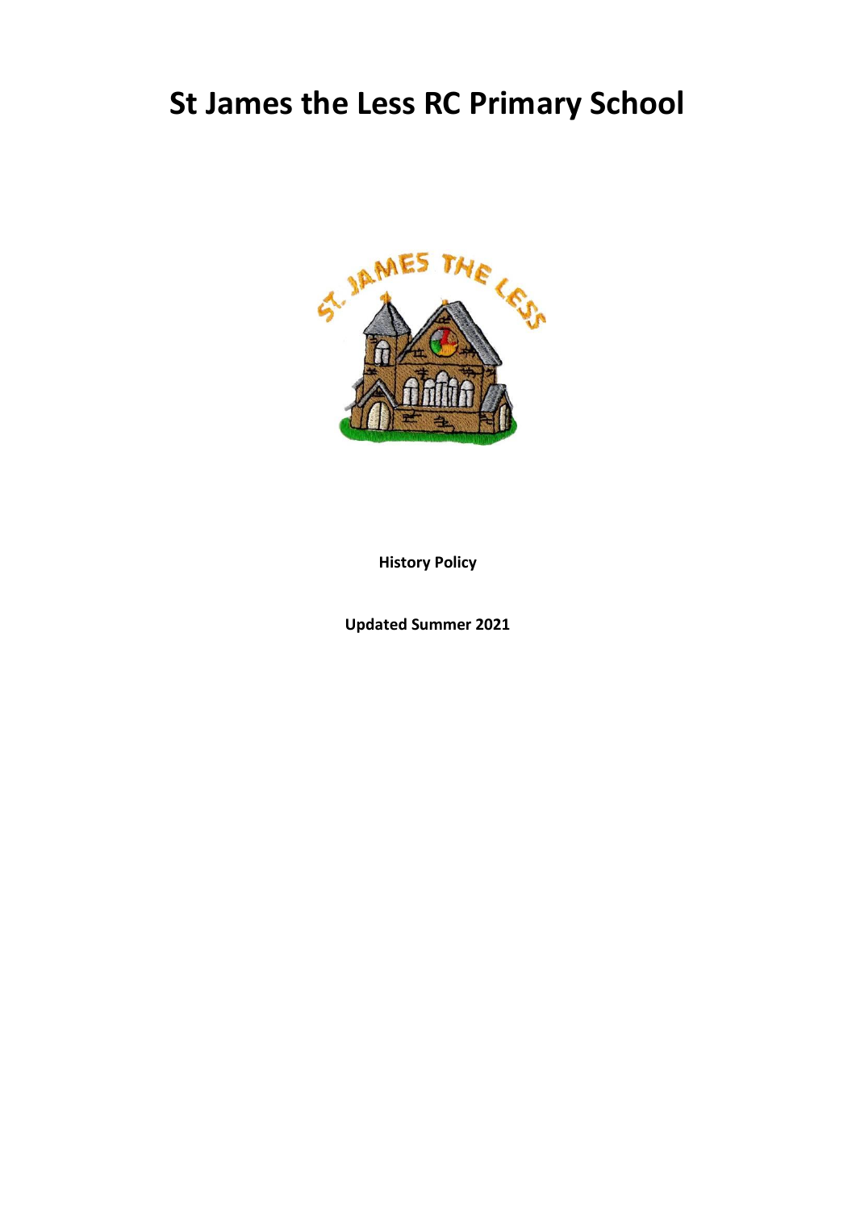# St James the Less RC Primary School

**History Policy**

**Updated Summer 2021**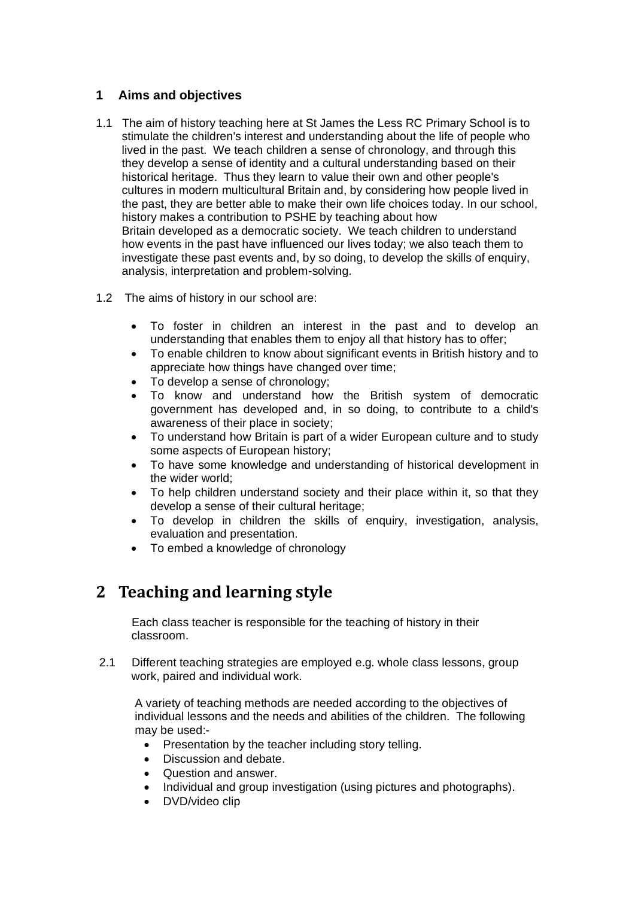## 1 Aims and objectives

1.1 The aim of history teaching here at St James the Less RC Primary School is to stimulate the children's interest and understanding about the life of people who lived in the past. We teach children a sense of chronology, and through this they develop a sense of identity and a cultural understanding based on their historical heritage. Thus they learn to value their own and other people's cultures in modern multicultural Britain and, by considering how people lived in the past, they are better able to make their own life choices today. In our school, history makes a contribution to PSHE by teaching about how Britain developed as a democratic society. We teach children to understand how events in the past have influenced our lives today; we also teach them to investigate these past events and, by so doing, to develop the skills of enquiry, analysis, interpretation and problem-solving.

1.2 The aims of history in our school are:

- To foster in children an interest in the past and to develop an understanding that enables them to enjoy all that history has to offer;
- To enable children to know about significant events in British history and to appreciate how things have changed over time;
- To develop a sense of chronology;
- To know and understand how the British system of democratic government has developed and, in so doing, to contribute to a child's awareness of their place in society;
- To understand how Britain is part of a wider European culture and to study some aspects of European history;
- To have some knowledge and understanding of historical development in the wider world;
- To help children understand society and their place within it, so that they develop a sense of their cultural heritage;
- To develop in children the skills of enquiry, investigation, analysis, evaluation and presentation.
- To embed a knowledge of chronology

# 2 Teaching and learning style

Each class teacher is responsible for the teaching of history in their classroom.

2.1 Different teaching strategies are employed e.g. whole class lessons, group work, paired and individual work.

A variety of teaching methods are needed according to the objectives of individual lessons and the needs and abilities of the children. The following may be used:-

- Presentation by the teacher including story telling.
- Discussion and debate.
- Question and answer.
- Individual and group investigation (using pictures and photographs).
- DVD/video clip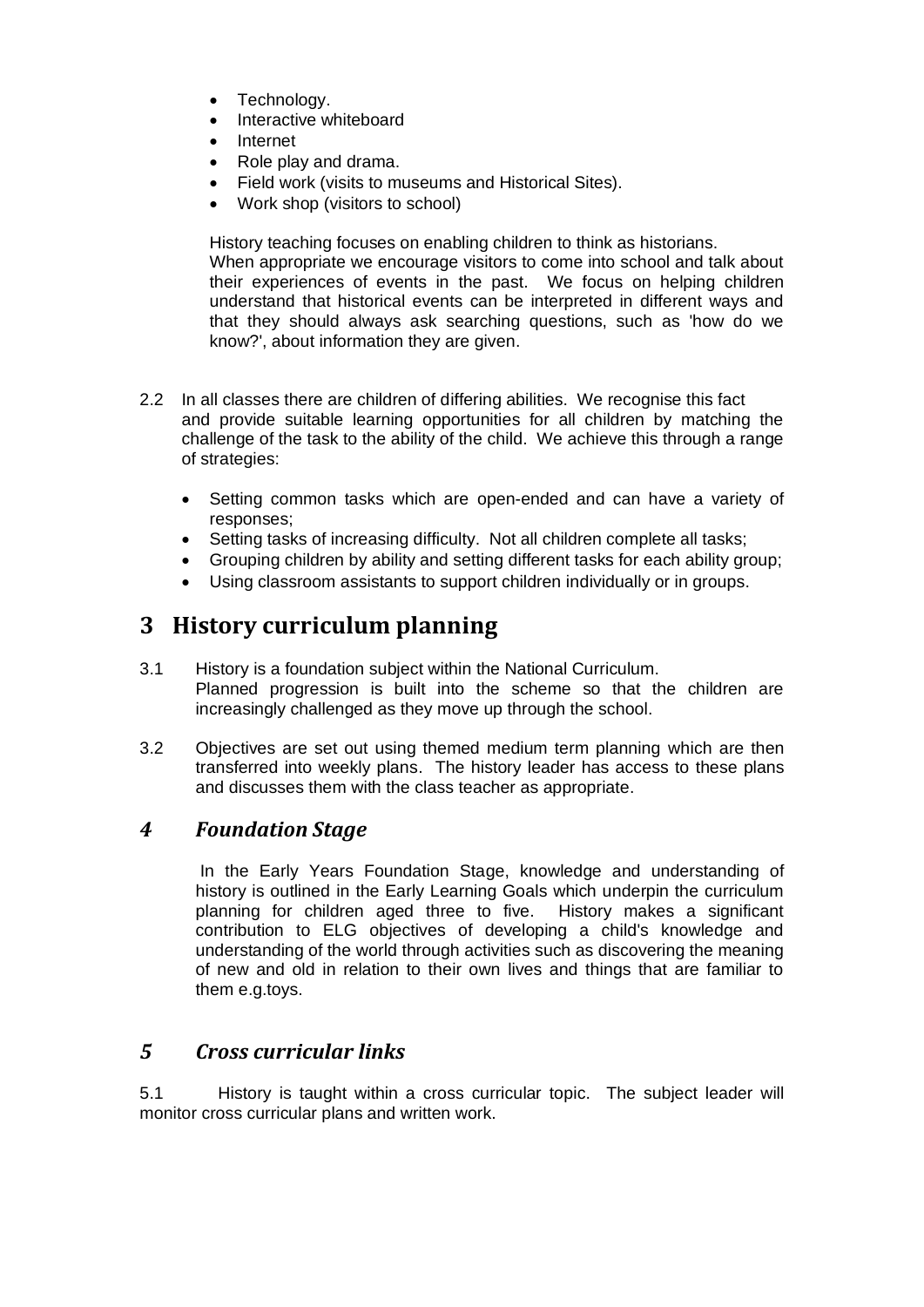- Technology.
- Interactive whiteboard
- Internet
- Role play and drama.
- Field work (visits to museums and Historical Sites).
- Work shop (visitors to school)

History teaching focuses on enabling children to think as historians. When appropriate we encourage visitors to come into school and talk about their experiences of events in the past. We focus on helping children understand that historical events can be interpreted in different ways and that they should always ask searching questions, such as 'how do we know?', about information they are given.

2.2 In all classes there are children of differing abilities. We recognise this fact and provide suitable learning opportunities for all children by matching the challenge of the task to the ability of the child. We achieve this through a range of strategies:

- Setting common tasks which are open-ended and can have a variety of responses;
- Setting tasks of increasing difficulty. Not all children complete all tasks;
- Grouping children by ability and setting different tasks for each ability group;
- Using classroom assistants to support children individually or in groups.

# 3 History curriculum planning

3.1 History is a foundation subject within the National Curriculum. Planned progression is built into the scheme so that the children are increasingly challenged as they move up through the school.

3.2 Objectives are set out using themed medium term planning which are then transferred into weekly plans. The history leader has access to these plans and discusses them with the class teacher as appropriate.

## *4 Foundation Stage*

In the Early Years Foundation Stage, knowledge and understanding of history is outlined in the Early Learning Goals which underpin the curriculum planning for children aged three to five. History makes a significant contribution to ELG objectives of developing a child's knowledge and understanding of the world through activities such as discovering the meaning of new and old in relation to their own lives and things that are familiar to them e.g.toys.

## *5 Cross curricular links*

5.1 History is taught within a cross curricular topic. The subject leader will monitor cross curricular plans and written work.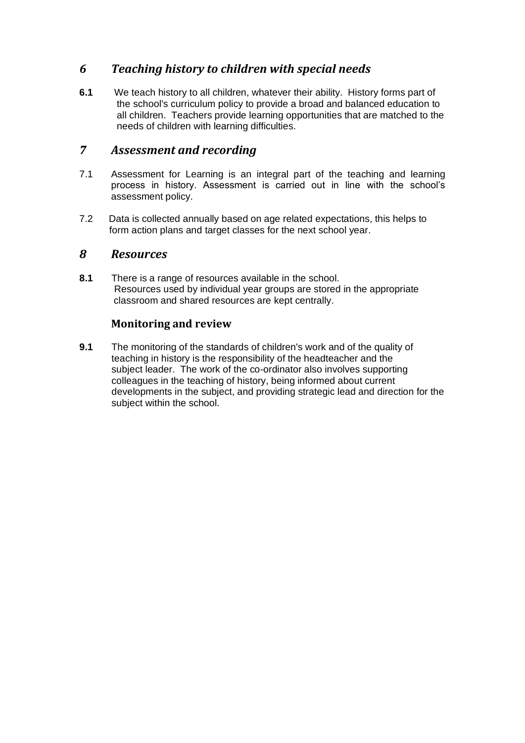## *6 Teaching history to children with special needs*

**6.1** We teach history to all children, whatever their ability. History forms part of the school's curriculum policy to provide a broad and balanced education to all children. Teachers provide learning opportunities that are matched to the needs of children with learning difficulties.

## *7 Assessment and recording*

7.1 Assessment for Learning is an integral part of the teaching and learning process in history. Assessment is carried out in line with the school's assessment policy.

7.2 Data is collected annually based on age related expectations, this helps to form action plans and target classes for the next school year.

## *8 Resources*

**8.1** There is a range of resources available in the school. Resources used by individual year groups are stored in the appropriate classroom and shared resources are kept centrally.

### Monitoring and review

**9.1** The monitoring of the standards of children's work and of the quality of teaching in history is the responsibility of the headteacher and the subject leader. The work of the co-ordinator also involves supporting colleagues in the teaching of history, being informed about current developments in the subject, and providing strategic lead and direction for the subject within the school.